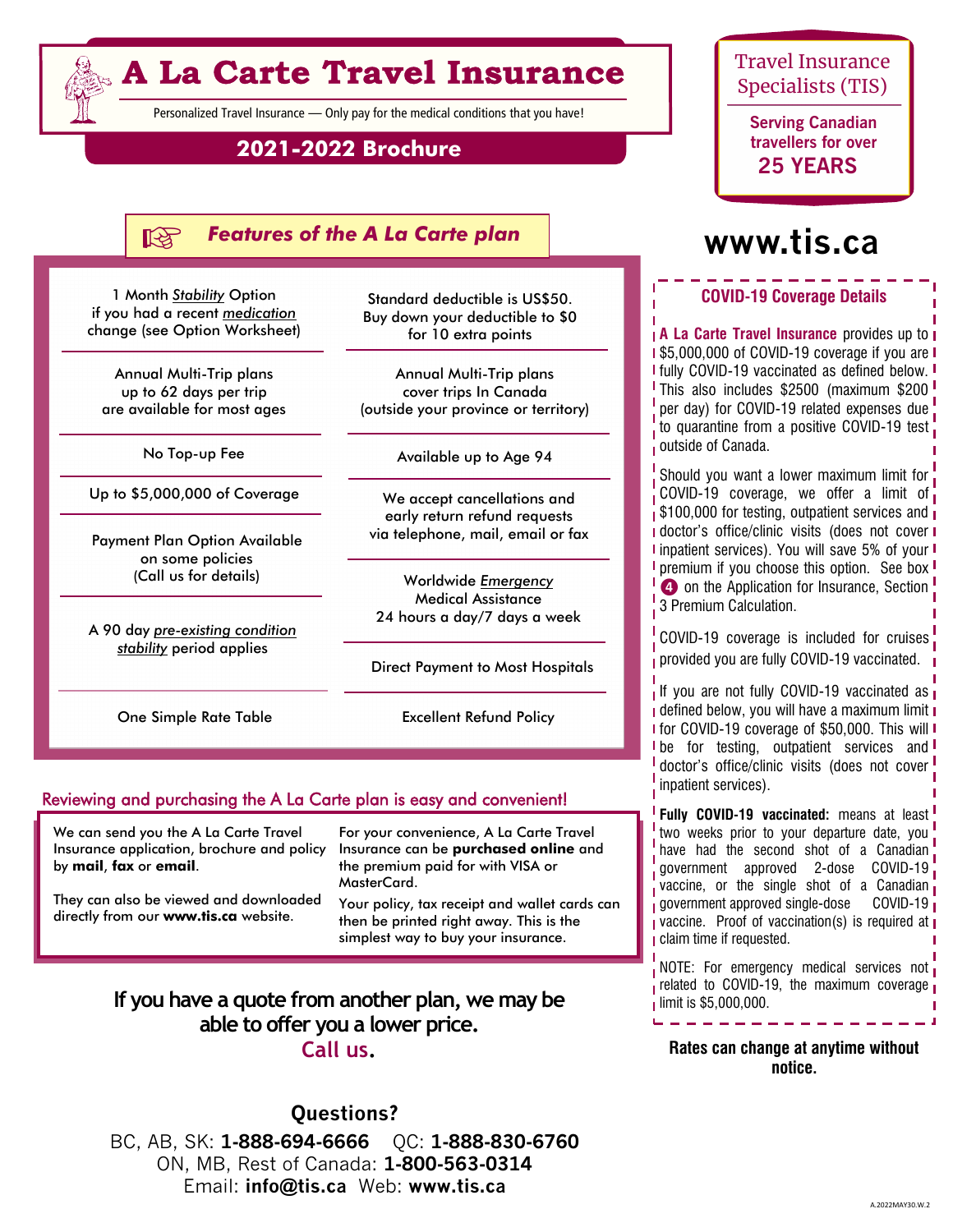# A La Carte Travel Insurance

Personalized Travel Insurance — Only pay for the medical conditions that you have!

## 2021-2022 Brochure

Travel Insurance Specialists (TIS)

**Serving Canadian travellers for over 25 YEARS**

**www.tis.ca**

## Features of the A La Carte plan

- 1 Month *Stability* Option if you had a recent *medication* change (see Option Worksheet)
- Annual Multi-Trip plans up to 62 days per trip are available for most ages
- No Top-up Fee
- Up to $5,000,000 of Coverage
- Payment Plan Option Available on some policies (Call us for details)
- A 90 day *pre-existing condition stability* period applies
- One Simple Rate Table
- Standard deductible is US$50. Buy down your deductible to $0 for 10 extra points
- Annual Multi-Trip plans cover trips In Canada (outside your province or territory)
- Available up to Age 94
- We accept cancellations and early return refund requests via telephone, mail, email or fax
- Worldwide *Emergency* Medical Assistance 24 hours a day/7 days a week
- Direct Payment to Most Hospitals
- Excellent Refund Policy

## Reviewing and purchasing the A La Carte plan is easy and convenient!

We can send you the A La Carte Travel Insurance application, brochure and policy by **mail**, **fax** or **email**.

They can also be viewed and downloaded directly from our **www.tis.ca** website.

For your convenience, A La Carte Travel Insurance can be **purchased online** and the premium paid for with VISA or MasterCard.

Your policy, tax receipt and wallet cards can then be printed right away. This is the simplest way to buy your insurance.

**If you have a quote from another plan, we may be able to offer you a lower price. Call us.**

## Questions?

BC, AB, SK: **1-888-694-6666** QC: **1-888-830-6760**
ON, MB, Rest of Canada: **1-800-563-0314**
Email: **info@tis.ca** Web: **www.tis.ca**

## COVID-19 Coverage Details

**A La Carte Travel Insurance** provides up to $5,000,000 of COVID-19 coverage if you are fully COVID-19 vaccinated as defined below. This also includes $2500 (maximum $200 per day) for COVID-19 related expenses due to quarantine from a positive COVID-19 test outside of Canada.

Should you want a lower maximum limit for COVID-19 coverage, we offer a limit of $100,000 for testing, outpatient services and doctor's office/clinic visits (does not cover inpatient services). You will save 5% of your premium if you choose this option. See box 4 on the Application for Insurance, Section 3 Premium Calculation.

COVID-19 coverage is included for cruises provided you are fully COVID-19 vaccinated.

If you are not fully COVID-19 vaccinated as defined below, you will have a maximum limit for COVID-19 coverage of $50,000. This will be for testing, outpatient services and doctor's office/clinic visits (does not cover inpatient services).

**Fully COVID-19 vaccinated:** means at least two weeks prior to your departure date, you have had the second shot of a Canadian government approved 2-dose COVID-19 vaccine, or the single shot of a Canadian government approved single-dose COVID-19 vaccine. Proof of vaccination(s) is required at claim time if requested.

NOTE: For emergency medical services not related to COVID-19, the maximum coverage limit is $5,000,000.

**Rates can change at anytime without notice.**

A.2022MAY30.W.2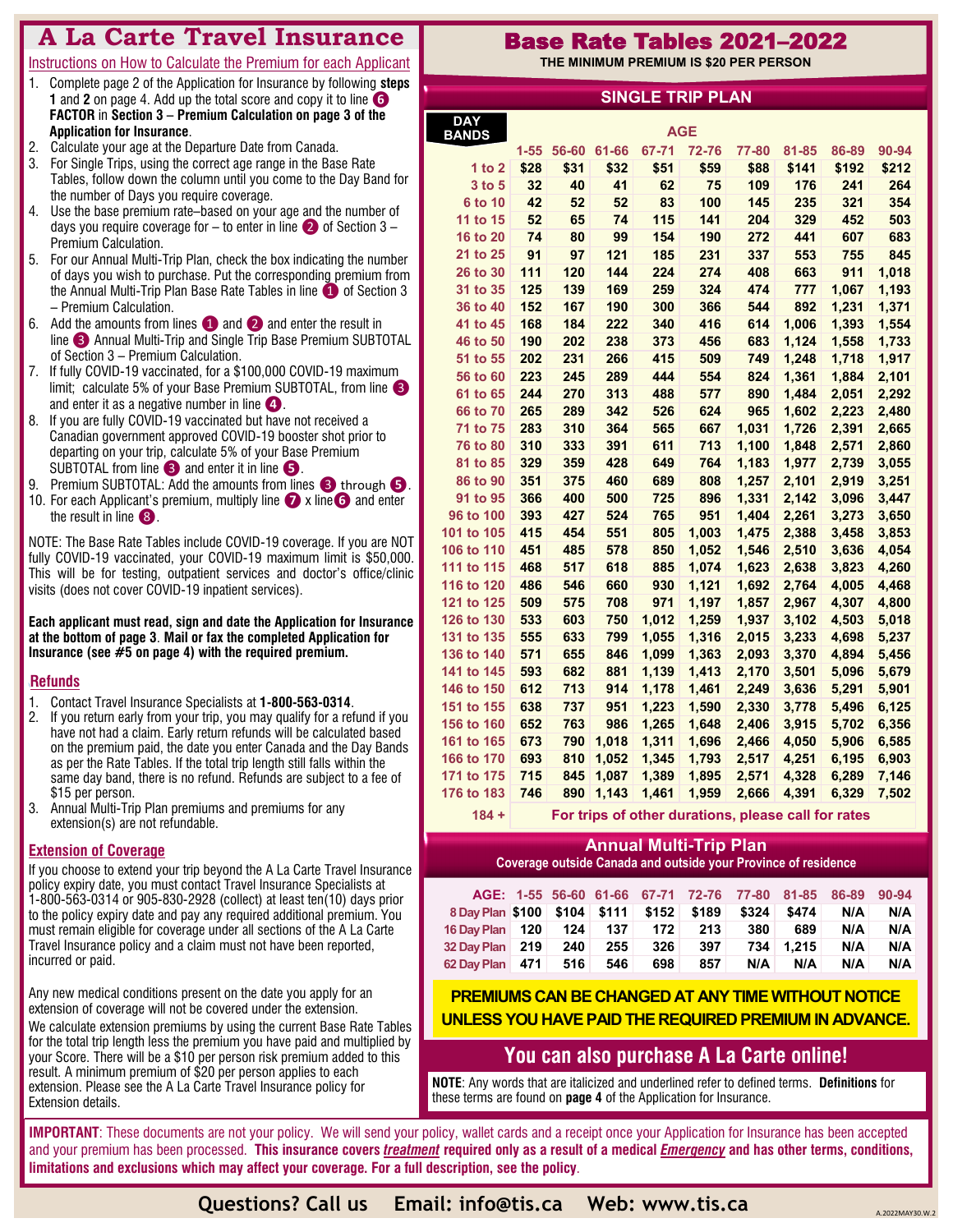# A La Carte Travel Insurance

## Instructions on How to Calculate the Premium for each Applicant

1. Complete page 2 of the Application for Insurance by following **steps 1** and **2** on page 4. Add up the total score and copy it to line ❻ **FACTOR** in **Section 3 – Premium Calculation on page 3 of the Application for Insurance**.
2. Calculate your age at the Departure Date from Canada.
3. For Single Trips, using the correct age range in the Base Rate Tables, follow down the column until you come to the Day Band for the number of Days you require coverage.
4. Use the base premium rate–based on your age and the number of days you require coverage for – to enter in line ❷ of Section 3 – Premium Calculation.
5. For our Annual Multi-Trip Plan, check the box indicating the number of days you wish to purchase. Put the corresponding premium from the Annual Multi-Trip Plan Base Rate Tables in line ❶ of Section 3 – Premium Calculation.
6. Add the amounts from lines ❶ and ❷ and enter the result in line ❸ Annual Multi-Trip and Single Trip Base Premium SUBTOTAL of Section 3 – Premium Calculation.
7. If fully COVID-19 vaccinated, for a $100,000 COVID-19 maximum limit; calculate 5% of your Base Premium SUBTOTAL, from line ❸ and enter it as a negative number in line ❹.
8. If you are fully COVID-19 vaccinated but have not received a Canadian government approved COVID-19 booster shot prior to departing on your trip, calculate 5% of your Base Premium SUBTOTAL from line ❸ and enter it in line ❺.
9. Premium SUBTOTAL: Add the amounts from lines ❸ through ❺.
10. For each Applicant's premium, multiply line ❼ x line ❻ and enter the result in line ❽.

NOTE: The Base Rate Tables include COVID-19 coverage. If you are NOT fully COVID-19 vaccinated, your COVID-19 maximum limit is $50,000. This will be for testing, outpatient services and doctor's office/clinic visits (does not cover COVID-19 inpatient services).

**Each applicant must read, sign and date the Application for Insurance at the bottom of page 3. Mail or fax the completed Application for Insurance (see #5 on page 4) with the required premium.**

## Refunds

1. Contact Travel Insurance Specialists at **1-800-563-0314**.
2. If you return early from your trip, you may qualify for a refund if you have not had a claim. Early return refunds will be calculated based on the premium paid, the date you enter Canada and the Day Bands as per the Rate Tables. If the total trip length still falls within the same day band, there is no refund. Refunds are subject to a fee of $15 per person.
3. Annual Multi-Trip Plan premiums and premiums for any extension(s) are not refundable.

## Extension of Coverage

If you choose to extend your trip beyond the A La Carte Travel Insurance policy expiry date, you must contact Travel Insurance Specialists at 1-800-563-0314 or 905-830-2928 (collect) at least ten(10) days prior to the policy expiry date and pay any required additional premium. You must remain eligible for coverage under all sections of the A La Carte Travel Insurance policy and a claim must not have been reported, incurred or paid.

Any new medical conditions present on the date you apply for an extension of coverage will not be covered under the extension.

We calculate extension premiums by using the current Base Rate Tables for the total trip length less the premium you have paid and multiplied by your Score. There will be a $10 per person risk premium added to this result. A minimum premium of $20 per person applies to each extension. Please see the A La Carte Travel Insurance policy for Extension details.

# Base Rate Tables 2021–2022

**THE MINIMUM PREMIUM IS $20 PER PERSON**

## SINGLE TRIP PLAN

| DAY BANDS | AGE 1-55 | 56-60 | 61-66 | 67-71 | 72-76 | 77-80 | 81-85 | 86-89 | 90-94 |
|---|---|---|---|---|---|---|---|---|---|
| 1 to 2 | $28 | $31 | $32 | $51 | $59 | $88 | $141 | $192 | $212 |
| 3 to 5 | 32 | 40 | 41 | 62 | 75 | 109 | 176 | 241 | 264 |
| 6 to 10 | 42 | 52 | 52 | 83 | 100 | 145 | 235 | 321 | 354 |
| 11 to 15 | 52 | 65 | 74 | 115 | 141 | 204 | 329 | 452 | 503 |
| 16 to 20 | 74 | 80 | 99 | 154 | 190 | 272 | 441 | 607 | 683 |
| 21 to 25 | 91 | 97 | 121 | 185 | 231 | 337 | 553 | 755 | 845 |
| 26 to 30 | 111 | 120 | 144 | 224 | 274 | 408 | 663 | 911 | 1,018 |
| 31 to 35 | 125 | 139 | 169 | 259 | 324 | 474 | 777 | 1,067 | 1,193 |
| 36 to 40 | 152 | 167 | 190 | 300 | 366 | 544 | 892 | 1,231 | 1,371 |
| 41 to 45 | 168 | 184 | 222 | 340 | 416 | 614 | 1,006 | 1,393 | 1,554 |
| 46 to 50 | 190 | 202 | 238 | 373 | 456 | 683 | 1,124 | 1,558 | 1,733 |
| 51 to 55 | 202 | 231 | 266 | 415 | 509 | 749 | 1,248 | 1,718 | 1,917 |
| 56 to 60 | 223 | 245 | 289 | 444 | 554 | 824 | 1,361 | 1,884 | 2,101 |
| 61 to 65 | 244 | 270 | 313 | 488 | 577 | 890 | 1,484 | 2,051 | 2,292 |
| 66 to 70 | 265 | 289 | 342 | 526 | 624 | 965 | 1,602 | 2,223 | 2,480 |
| 71 to 75 | 283 | 310 | 364 | 565 | 667 | 1,031 | 1,726 | 2,391 | 2,665 |
| 76 to 80 | 310 | 333 | 391 | 611 | 713 | 1,100 | 1,848 | 2,571 | 2,860 |
| 81 to 85 | 329 | 359 | 428 | 649 | 764 | 1,183 | 1,977 | 2,739 | 3,055 |
| 86 to 90 | 351 | 375 | 460 | 689 | 808 | 1,257 | 2,101 | 2,919 | 3,251 |
| 91 to 95 | 366 | 400 | 500 | 725 | 896 | 1,331 | 2,142 | 3,096 | 3,447 |
| 96 to 100 | 393 | 427 | 524 | 765 | 951 | 1,404 | 2,261 | 3,273 | 3,650 |
| 101 to 105 | 415 | 454 | 551 | 805 | 1,003 | 1,475 | 2,388 | 3,458 | 3,853 |
| 106 to 110 | 451 | 485 | 578 | 850 | 1,052 | 1,546 | 2,510 | 3,636 | 4,054 |
| 111 to 115 | 468 | 517 | 618 | 885 | 1,074 | 1,623 | 2,638 | 3,823 | 4,260 |
| 116 to 120 | 486 | 546 | 660 | 930 | 1,121 | 1,692 | 2,764 | 4,005 | 4,468 |
| 121 to 125 | 509 | 575 | 708 | 971 | 1,197 | 1,857 | 2,967 | 4,307 | 4,800 |
| 126 to 130 | 533 | 603 | 750 | 1,012 | 1,259 | 1,937 | 3,102 | 4,503 | 5,018 |
| 131 to 135 | 555 | 633 | 799 | 1,055 | 1,316 | 2,015 | 3,233 | 4,698 | 5,237 |
| 136 to 140 | 571 | 655 | 846 | 1,099 | 1,363 | 2,093 | 3,370 | 4,894 | 5,456 |
| 141 to 145 | 593 | 682 | 881 | 1,139 | 1,413 | 2,170 | 3,501 | 5,096 | 5,679 |
| 146 to 150 | 612 | 713 | 914 | 1,178 | 1,461 | 2,249 | 3,636 | 5,291 | 5,901 |
| 151 to 155 | 638 | 737 | 951 | 1,223 | 1,590 | 2,330 | 3,778 | 5,496 | 6,125 |
| 156 to 160 | 652 | 763 | 986 | 1,265 | 1,648 | 2,406 | 3,915 | 5,702 | 6,356 |
| 161 to 165 | 673 | 790 | 1,018 | 1,311 | 1,696 | 2,436 | 4,050 | 5,906 | 6,585 |
| 166 to 170 | 693 | 810 | 1,052 | 1,345 | 1,793 | 2,517 | 4,251 | 6,195 | 6,903 |
| 171 to 175 | 715 | 845 | 1,087 | 1,389 | 1,895 | 2,571 | 4,328 | 6,289 | 7,146 |
| 176 to 183 | 746 | 890 | 1,143 | 1,461 | 1,959 | 2,666 | 4,391 | 6,329 | 7,502 |
| 184 + | For trips of other durations, please call for rates | | | | | | | | |

## Annual Multi-Trip Plan

**Coverage outside Canada and outside your Province of residence**

| AGE: | 1-55 | 56-60 | 61-66 | 67-71 | 72-76 | 77-80 | 81-85 | 86-89 | 90-94 |
|---|---|---|---|---|---|---|---|---|---|
| 8 Day Plan | $100 | $104 | $111 | $152 | $189 | $324 | $474 | N/A | N/A |
| 16 Day Plan | 120 | 124 | 137 | 172 | 213 | 380 | 689 | N/A | N/A |
| 32 Day Plan | 219 | 240 | 255 | 326 | 397 | 734 | 1,215 | N/A | N/A |
| 62 Day Plan | 471 | 516 | 546 | 698 | 857 | N/A | N/A | N/A | N/A |

**PREMIUMS CAN BE CHANGED AT ANY TIME WITHOUT NOTICE UNLESS YOU HAVE PAID THE REQUIRED PREMIUM IN ADVANCE.**

## You can also purchase A La Carte online!

**NOTE**: Any words that are italicized and underlined refer to defined terms. **Definitions** for these terms are found on **page 4** of the Application for Insurance.

**IMPORTANT**: These documents are not your policy. We will send your policy, wallet cards and a receipt once your Application for Insurance has been accepted and your premium has been processed. **This insurance covers *treatment* required only as a result of a medical *Emergency* and has other terms, conditions, limitations and exclusions which may affect your coverage. For a full description, see the policy**.

**Questions? Call us  Email: info@tis.ca  Web: www.tis.ca**

A.2022MAY30.W.2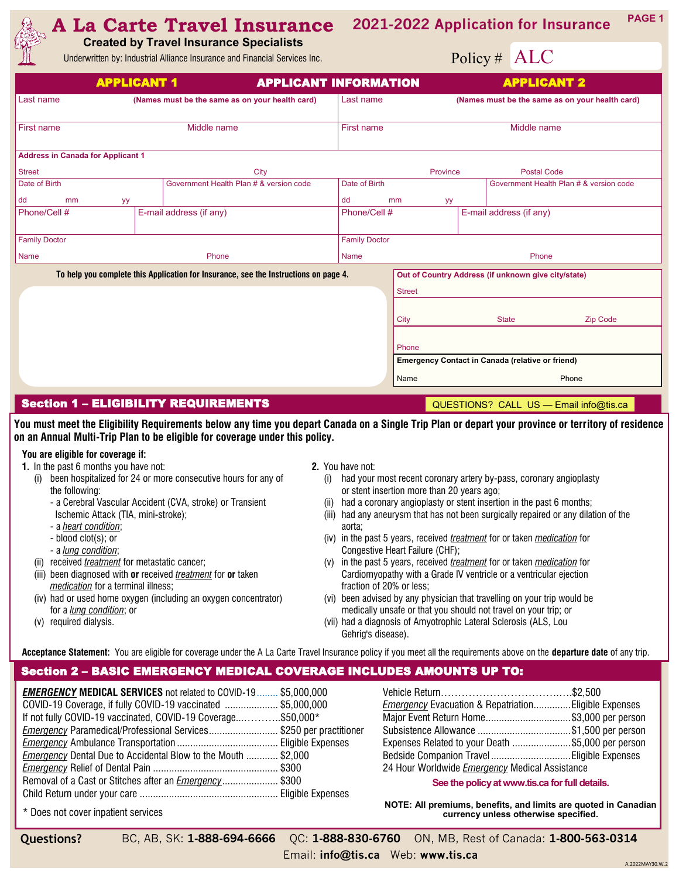# A La Carte Travel Insurance

**Created by Travel Insurance Specialists**

Underwritten by: Industrial Alliance Insurance and Financial Services Inc.

## 2021-2022 Application for Insurance

PAGE 1

Policy # ALC

| APPLICANT 1 | APPLICANT INFORMATION | APPLICANT 2 |
|---|---|---|
| Last name **(Names must be the same as on your health card)** | | Last name **(Names must be the same as on your health card)** |
| First name / Middle name | | First name / Middle name |

**Address in Canada for Applicant 1**

| Street | City | Province | Postal Code |
|---|---|---|---|
| | | | |

| Applicant 1 | | Applicant 2 | |
|---|---|---|---|
| Date of Birth (dd mm yy) | Government Health Plan # & version code | Date of Birth (dd mm yy) | Government Health Plan # & version code |
| Phone/Cell # | E-mail address (if any) | Phone/Cell # | E-mail address (if any) |
| Family Doctor — Name | Phone | Family Doctor — Name | Phone |

**To help you complete this Application for Insurance, see the Instructions on page 4.**

**Out of Country Address (if unknown give city/state)**

| Street | | |
|---|---|---|
| City | State | Zip Code |
| Phone | | |

**Emergency Contact in Canada (relative or friend)**

| Name | Phone |
|---|---|
| | |

## Section 1 – ELIGIBILITY REQUIREMENTS

QUESTIONS? CALL US — Email info@tis.ca

**You must meet the Eligibility Requirements below any time you depart Canada on a Single Trip Plan or depart your province or territory of residence on an Annual Multi-Trip Plan to be eligible for coverage under this policy.**

**You are eligible for coverage if:**

**1.** In the past 6 months you have not:
- (i) been hospitalized for 24 or more consecutive hours for any of the following:
  - a Cerebral Vascular Accident (CVA, stroke) or Transient Ischemic Attack (TIA, mini-stroke);
  - a *heart condition*;
  - blood clot(s); or
  - a *lung condition*;
- (ii) received *treatment* for metastatic cancer;
- (iii) been diagnosed with **or** received *treatment* for **or** taken *medication* for a terminal illness;
- (iv) had or used home oxygen (including an oxygen concentrator) for a *lung condition*; or
- (v) required dialysis.

**2.** You have not:
- (i) had your most recent coronary artery by-pass, coronary angioplasty or stent insertion more than 20 years ago;
- (ii) had a coronary angioplasty or stent insertion in the past 6 months;
- (iii) had any aneurysm that has not been surgically repaired or any dilation of the aorta;
- (iv) in the past 5 years, received *treatment* for or taken *medication* for Congestive Heart Failure (CHF);
- (v) in the past 5 years, received *treatment* for or taken *medication* for Cardiomyopathy with a Grade IV ventricle or a ventricular ejection fraction of 20% or less;
- (vi) been advised by any physician that travelling on your trip would be medically unsafe or that you should not travel on your trip; or
- (vii) had a diagnosis of Amyotrophic Lateral Sclerosis (ALS, Lou Gehrig's disease).

**Acceptance Statement:** You are eligible for coverage under the A La Carte Travel Insurance policy if you meet all the requirements above on the **departure date** of any trip.

## Section 2 – BASIC EMERGENCY MEDICAL COVERAGE INCLUDES AMOUNTS UP TO:

| Benefit | Amount |
|---|---|
| ***EMERGENCY* MEDICAL SERVICES** not related to COVID-19 | $5,000,000 |
| COVID-19 Coverage, if fully COVID-19 vaccinated | $5,000,000 |
| If not fully COVID-19 vaccinated, COVID-19 Coverage | $50,000* |
| *Emergency* Paramedical/Professional Services | $250 per practitioner |
| *Emergency* Ambulance Transportation | Eligible Expenses |
| *Emergency* Dental Due to Accidental Blow to the Mouth | $2,000 |
| *Emergency* Relief of Dental Pain | $300 |
| Removal of a Cast or Stitches after an *Emergency* | $300 |
| Child Return under your care | Eligible Expenses |
| Vehicle Return | $2,500 |
| *Emergency* Evacuation & Repatriation | Eligible Expenses |
| Major Event Return Home | $3,000 per person |
| Subsistence Allowance | $1,500 per person |
| Expenses Related to your Death | $5,000 per person |
| Bedside Companion Travel | Eligible Expenses |
| 24 Hour Worldwide *Emergency* Medical Assistance | |

\* Does not cover inpatient services

**See the policy at www.tis.ca for full details.**

**NOTE: All premiums, benefits, and limits are quoted in Canadian currency unless otherwise specified.**

**Questions?** BC, AB, SK: **1-888-694-6666** QC: **1-888-830-6760** ON, MB, Rest of Canada: **1-800-563-0314**

Email: **info@tis.ca** Web: **www.tis.ca**

A.2022MAY30.W.2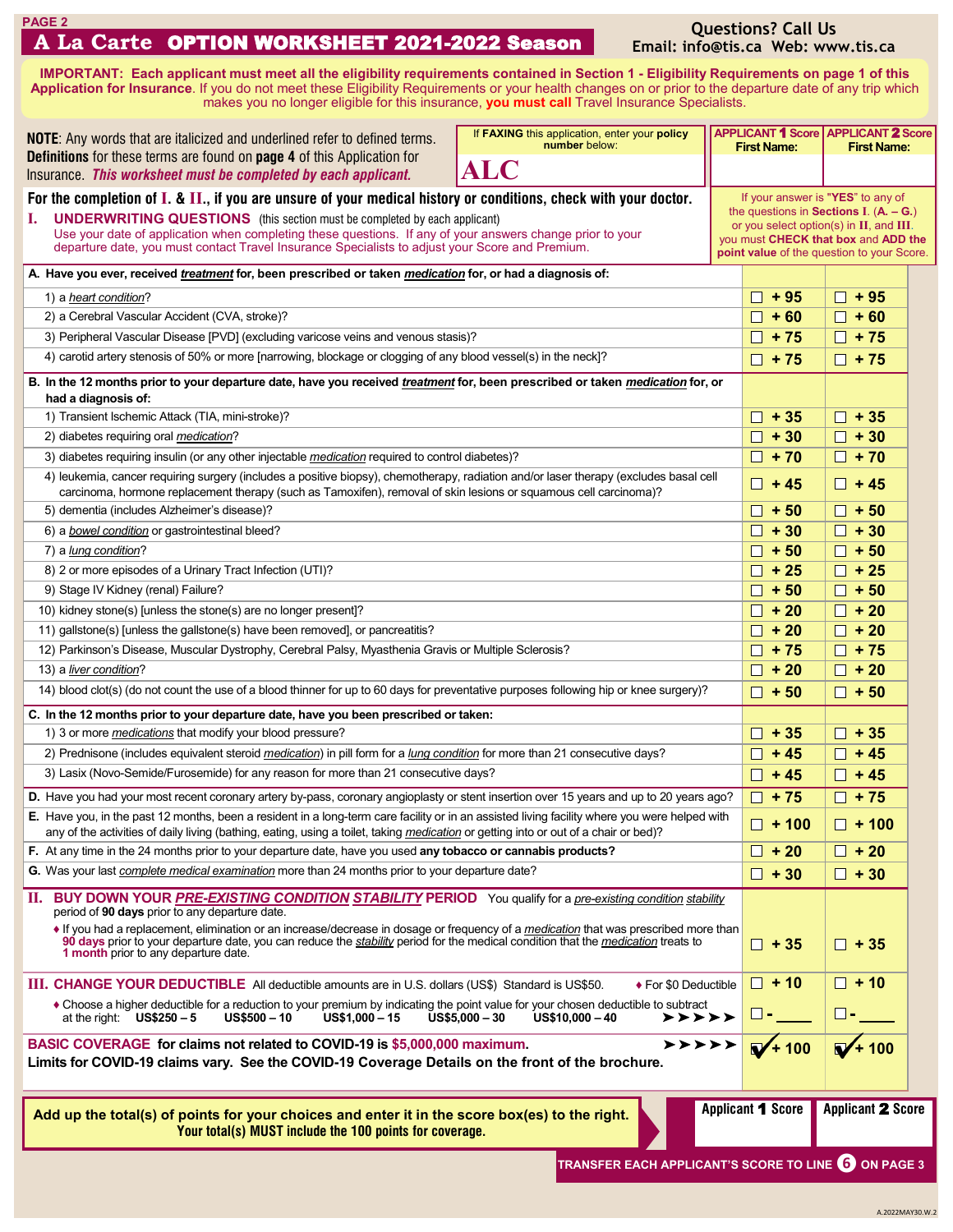# A La Carte OPTION WORKSHEET 2021-2022 Season

**Questions? Call Us**
**Email: info@tis.ca Web: www.tis.ca**

**IMPORTANT: Each applicant must meet all the eligibility requirements contained in Section 1 - Eligibility Requirements on page 1 of this Application for Insurance**. If you do not meet these Eligibility Requirements or your health changes on or prior to the departure date of any trip which makes you no longer eligible for this insurance, **you must call** Travel Insurance Specialists.

**NOTE**: Any words that are italicized and underlined refer to defined terms. **Definitions** for these terms are found on **page 4** of this Application for Insurance. ***This worksheet must be completed by each applicant.***

If **FAXING** this application, enter your **policy number** below: **ALC**

| APPLICANT 1 Score First Name: | APPLICANT 2 Score First Name: |
|---|---|
| | |

**For the completion of I. & II., if you are unsure of your medical history or conditions, check with your doctor.**

If your answer is "**YES**" to any of the questions in **Sections I. (A. – G.)** or you select option(s) in **II.** and **III.** you must **CHECK that box** and **ADD the point value** of the question to your Score.

## I. UNDERWRITING QUESTIONS (this section must be completed by each applicant)

Use your date of application when completing these questions. If any of your answers change prior to your departure date, you must contact Travel Insurance Specialists to adjust your Score and Premium.

| Question | Applicant 1 | Applicant 2 |
|---|---|---|
| **A. Have you ever, received *treatment* for, been prescribed or taken *medication* for, or had a diagnosis of:** | | |
| 1) a *heart condition*? | ☐ + 95 | ☐ + 95 |
| 2) a Cerebral Vascular Accident (CVA, stroke)? | ☐ + 60 | ☐ + 60 |
| 3) Peripheral Vascular Disease [PVD] (excluding varicose veins and venous stasis)? | ☐ + 75 | ☐ + 75 |
| 4) carotid artery stenosis of 50% or more [narrowing, blockage or clogging of any blood vessel(s) in the neck]? | ☐ + 75 | ☐ + 75 |
| **B. In the 12 months prior to your departure date, have you received *treatment* for, been prescribed or taken *medication* for, or had a diagnosis of:** | | |
| 1) Transient Ischemic Attack (TIA, mini-stroke)? | ☐ + 35 | ☐ + 35 |
| 2) diabetes requiring oral *medication*? | ☐ + 30 | ☐ + 30 |
| 3) diabetes requiring insulin (or any other injectable *medication* required to control diabetes)? | ☐ + 70 | ☐ + 70 |
| 4) leukemia, cancer requiring surgery (includes a positive biopsy), chemotherapy, radiation and/or laser therapy (excludes basal cell carcinoma, hormone replacement therapy (such as Tamoxifen), removal of skin lesions or squamous cell carcinoma)? | ☐ + 45 | ☐ + 45 |
| 5) dementia (includes Alzheimer's disease)? | ☐ + 50 | ☐ + 50 |
| 6) a *bowel condition* or gastrointestinal bleed? | ☐ + 30 | ☐ + 30 |
| 7) a *lung condition*? | ☐ + 50 | ☐ + 50 |
| 8) 2 or more episodes of a Urinary Tract Infection (UTI)? | ☐ + 25 | ☐ + 25 |
| 9) Stage IV Kidney (renal) Failure? | ☐ + 50 | ☐ + 50 |
| 10) kidney stone(s) [unless the stone(s) are no longer present]? | ☐ + 20 | ☐ + 20 |
| 11) gallstone(s) [unless the gallstone(s) have been removed], or pancreatitis? | ☐ + 20 | ☐ + 20 |
| 12) Parkinson's Disease, Muscular Dystrophy, Cerebral Palsy, Myasthenia Gravis or Multiple Sclerosis? | ☐ + 75 | ☐ + 75 |
| 13) a *liver condition*? | ☐ + 20 | ☐ + 20 |
| 14) blood clot(s) (do not count the use of a blood thinner for up to 60 days for preventative purposes following hip or knee surgery)? | ☐ + 50 | ☐ + 50 |
| **C. In the 12 months prior to your departure date, have you been prescribed or taken:** | | |
| 1) 3 or more *medications* that modify your blood pressure? | ☐ + 35 | ☐ + 35 |
| 2) Prednisone (includes equivalent steroid *medication*) in pill form for a *lung condition* for more than 21 consecutive days? | ☐ + 45 | ☐ + 45 |
| 3) Lasix (Novo-Semide/Furosemide) for any reason for more than 21 consecutive days? | ☐ + 45 | ☐ + 45 |
| **D.** Have you had your most recent coronary artery by-pass, coronary angioplasty or stent insertion over 15 years and up to 20 years ago? | ☐ + 75 | ☐ + 75 |
| **E.** Have you, in the past 12 months, been a resident in a long-term care facility or in an assisted living facility where you were helped with any of the activities of daily living (bathing, eating, using a toilet, taking *medication* or getting into or out of a chair or bed)? | ☐ + 100 | ☐ + 100 |
| **F.** At any time in the 24 months prior to your departure date, have you used **any tobacco or cannabis products?** | ☐ + 20 | ☐ + 20 |
| **G.** Was your last *complete medical examination* more than 24 months prior to your departure date? | ☐ + 30 | ☐ + 30 |

## II. BUY DOWN YOUR *PRE-EXISTING CONDITION STABILITY* PERIOD

You qualify for a *pre-existing condition stability* period of **90 days** prior to any departure date.

| Option | Applicant 1 | Applicant 2 |
|---|---|---|
| ♦ If you had a replacement, elimination or an increase/decrease in dosage or frequency of a *medication* that was prescribed more than **90 days** prior to your departure date, you can reduce the *stability* period for the medical condition that the *medication* treats to **1 month** prior to any departure date. | ☐ + 35 | ☐ + 35 |

## III. CHANGE YOUR DEDUCTIBLE

All deductible amounts are in U.S. dollars (US$) Standard is US$50.

| Option | Applicant 1 | Applicant 2 |
|---|---|---|
| ♦ For $0 Deductible | ☐ + 10 | ☐ + 10 |
| ♦ Choose a higher deductible for a reduction to your premium by indicating the point value for your chosen deductible to subtract at the right: US$250 – 5, US$500 – 10, US$1,000 – 15, US$5,000 – 30, US$10,000 – 40 | ☐ - ____ | ☐ - ____ |
| **BASIC COVERAGE for claims not related to COVID-19 is $5,000,000 maximum.** **Limits for COVID-19 claims vary. See the COVID-19 Coverage Details on the front of the brochure.** | ☑ + 100 | ☑ + 100 |

**Add up the total(s) of points for your choices and enter it in the score box(es) to the right.**
**Your total(s) MUST include the 100 points for coverage.**

| Applicant 1 Score | Applicant 2 Score |
|---|---|
| | |

**TRANSFER EACH APPLICANT'S SCORE TO LINE 6 ON PAGE 3**

A.2022MAY30.W.2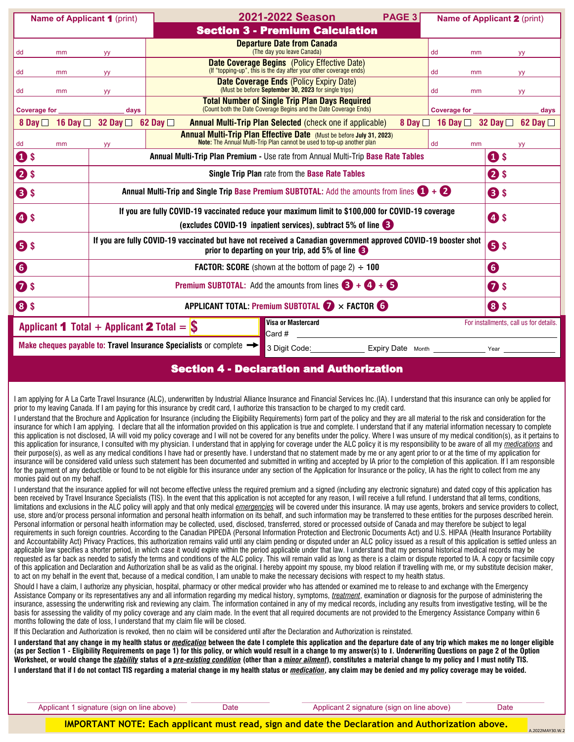| Name of Applicant 1 (print) | 2021-2022 Season — PAGE 3 — **Section 3 - Premium Calculation** | Name of Applicant 2 (print) |
|---|---|---|
| dd mm yy | **Departure Date from Canada** (The day you leave Canada) | dd mm yy |
| dd mm yy | **Date Coverage Begins** (Policy Effective Date) (If "topping-up", this is the day after your other coverage ends) | dd mm yy |
| dd mm yy | **Date Coverage Ends** (Policy Expiry Date) (Must be before **September 30, 2023** for single trips) | dd mm yy |
| Coverage for ________ days | **Total Number of Single Trip Plan Days Required** (Count both the Date Coverage Begins and the Date Coverage Ends) | Coverage for ________ days |
| 8 Day ☐ 16 Day ☐ 32 Day ☐ 62 Day ☐ | **Annual Multi-Trip Plan Selected** (check one if applicable) | 8 Day ☐ 16 Day ☐ 32 Day ☐ 62 Day ☐ |
| dd mm yy | **Annual Multi-Trip Plan Effective Date** (Must be before **July 31, 2023**) **Note:** The Annual Multi-Trip Plan cannot be used to top-up another plan | dd mm yy |
| 1 $ | **Annual Multi-Trip Plan Premium -** Use rate from Annual Multi-Trip **Base Rate Tables** | 1 $ |
| 2 $ | **Single Trip Plan** rate from the **Base Rate Tables** | 2 $ |
| 3 $ | **Annual Multi-Trip and Single Trip Base Premium SUBTOTAL:** Add the amounts from lines 1 + 2 | 3 $ |
| 4 $ | **If you are fully COVID-19 vaccinated reduce your maximum limit to $100,000 for COVID-19 coverage (excludes COVID-19 inpatient services), subtract 5% of line 3** | 4 $ |
| 5 $ | **If you are fully COVID-19 vaccinated but have not received a Canadian government approved COVID-19 booster shot prior to departing on your trip, add 5% of line 3** | 5 $ |
| 6 | **FACTOR: SCORE** (shown at the bottom of page 2) ÷ **100** | 6 |
| 7 $ | **Premium SUBTOTAL:** Add the amounts from lines 3 + 4 + 5 | 7 $ |
| 8 $ | **APPLICANT TOTAL: Premium SUBTOTAL 7 × FACTOR 6** | 8 $ |

**Applicant 1 Total + Applicant 2 Total = $**

**Make cheques payable to: Travel Insurance Specialists** or complete →

**Visa or Mastercard** — For installments, call us for details.

Card # ____________________

3 Digit Code: __________ Expiry Date Month __________ Year __________

## Section 4 - Declaration and Authorization

I am applying for A La Carte Travel Insurance (ALC), underwritten by Industrial Alliance Insurance and Financial Services Inc.(IA). I understand that this insurance can only be applied for prior to my leaving Canada. If I am paying for this insurance by credit card, I authorize this transaction to be charged to my credit card.

I understand that the Brochure and Application for Insurance (including the Eligibility Requirements) form part of the policy and they are all material to the risk and consideration for the insurance for which I am applying. I declare that all the information provided on this application is true and complete. I understand that if any material information necessary to complete this application is not disclosed, IA will void my policy coverage and I will not be covered for any benefits under the policy. Where I was unsure of my medical condition(s), as it pertains to this application for insurance, I consulted with my physician. I understand that in applying for coverage under the ALC policy it is my responsibility to be aware of all my *medications* and their purpose(s), as well as any medical conditions I have had or presently have. I understand that no statement made by me or any agent prior to or at the time of my application for insurance will be considered valid unless such statement has been documented and submitted in writing and accepted by IA prior to the completion of this application. If I am responsible for the payment of any deductible or found to be not eligible for this insurance under any section of the Application for Insurance or the policy, IA has the right to collect from me any monies paid out on my behalf.

I understand that the insurance applied for will not become effective unless the required premium and a signed (including any electronic signature) and dated copy of this application has been received by Travel Insurance Specialists (TIS). In the event that this application is not accepted for any reason, I will receive a full refund. I understand that all terms, conditions, limitations and exclusions in the ALC policy will apply and that only medical *emergencies* will be covered under this insurance. IA may use agents, brokers and service providers to collect, use, store and/or process personal information and personal health information on its behalf, and such information may be transferred to these entities for the purposes described herein. Personal information or personal health information may be collected, used, disclosed, transferred, stored or processed outside of Canada and may therefore be subject to legal requirements in such foreign countries. According to the Canadian PIPEDA (Personal Information Protection and Electronic Documents Act) and U.S. HIPAA (Health Insurance Portability and Accountability Act) Privacy Practices, this authorization remains valid until any claim pending or disputed under an ALC policy issued as a result of this application is settled unless an applicable law specifies a shorter period, in which case it would expire within the period applicable under that law. I understand that my personal historical medical records may be requested as far back as needed to satisfy the terms and conditions of the ALC policy. This will remain valid as long as there is a claim or dispute reported to IA. A copy or facsimile copy of this application and Declaration and Authorization shall be as valid as the original. I hereby appoint my spouse, my blood relation if travelling with me, or my substitute decision maker, to act on my behalf in the event that, because of a medical condition, I am unable to make the necessary decisions with respect to my health status.

Should I have a claim, I authorize any physician, hospital, pharmacy or other medical provider who has attended or examined me to release to and exchange with the Emergency Assistance Company or its representatives any and all information regarding my medical history, symptoms, *treatment*, examination or diagnosis for the purpose of administering the insurance, assessing the underwriting risk and reviewing any claim. The information contained in any of my medical records, including any results from investigative testing, will be the basis for assessing the validity of my policy coverage and any claim made. In the event that all required documents are not provided to the Emergency Assistance Company within 6 months following the date of loss, I understand that my claim file will be closed.

If this Declaration and Authorization is revoked, then no claim will be considered until after the Declaration and Authorization is reinstated.

**I understand that any change in my health status or *medication* between the date I complete this application and the departure date of any trip which makes me no longer eligible (as per Section 1 - Eligibility Requirements on page 1) for this policy, or which would result in a change to my answer(s) to I. Underwriting Questions on page 2 of the Option Worksheet, or would change the *stability* status of a *pre-existing condition* (other than a *minor ailment*), constitutes a material change to my policy and I must notify TIS.**

**I understand that if I do not contact TIS regarding a material change in my health status or *medication*, any claim may be denied and my policy coverage may be voided.**

| Applicant 1 signature (sign on line above) | Date | Applicant 2 signature (sign on line above) | Date |
|---|---|---|---|

**IMPORTANT NOTE: Each applicant must read, sign and date the Declaration and Authorization above.**

A.2022MAY30.W.2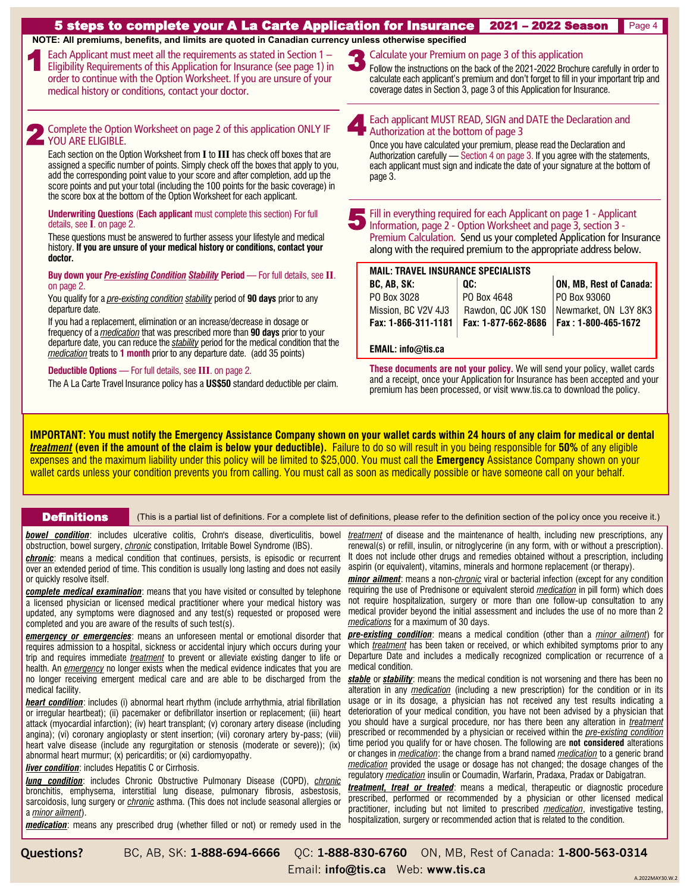# 5 steps to complete your A La Carte Application for Insurance 2021 – 2022 Season

**NOTE: All premiums, benefits, and limits are quoted in Canadian currency unless otherwise specified**

## 1

Each Applicant must meet all the requirements as stated in Section 1 – Eligibility Requirements of this Application for Insurance (see page 1) in order to continue with the Option Worksheet. If you are unsure of your medical history or conditions, contact your doctor.

## 2

Complete the Option Worksheet on page 2 of this application ONLY IF YOU ARE ELIGIBLE.

Each section on the Option Worksheet from **I** to **III** has check off boxes that are assigned a specific number of points. Simply check off the boxes that apply to you, add the corresponding point value to your score and after completion, add up the score points and put your total (including the 100 points for the basic coverage) in the score box at the bottom of the Option Worksheet for each applicant.

**Underwriting Questions** (**Each applicant** must complete this section) For full details, see **I**. on page 2.

These questions must be answered to further assess your lifestyle and medical history. **If you are unsure of your medical history or conditions, contact your doctor.**

**Buy down your *Pre-existing Condition Stability* Period** — For full details, see **II**. on page 2.

You qualify for a *pre-existing condition stability* period of **90 days** prior to any departure date.

If you had a replacement, elimination or an increase/decrease in dosage or frequency of a *medication* that was prescribed more than **90 days** prior to your departure date, you can reduce the *stability* period for the medical condition that the *medication* treats to **1 month** prior to any departure date. (add 35 points)

**Deductible Options** — For full details, see **III**. on page 2.

The A La Carte Travel Insurance policy has a **US$50** standard deductible per claim.

## 3

Calculate your Premium on page 3 of this application

Follow the instructions on the back of the 2021-2022 Brochure carefully in order to calculate each applicant's premium and don't forget to fill in your important trip and coverage dates in Section 3, page 3 of this Application for Insurance.

## 4

Each applicant MUST READ, SIGN and DATE the Declaration and Authorization at the bottom of page 3

Once you have calculated your premium, please read the Declaration and Authorization carefully — Section 4 on page 3. If you agree with the statements, each applicant must sign and indicate the date of your signature at the bottom of page 3.

## 5

Fill in everything required for each Applicant on page 1 - Applicant Information, page 2 - Option Worksheet and page 3, section 3 - Premium Calculation. Send us your completed Application for Insurance along with the required premium to the appropriate address below.

**MAIL: TRAVEL INSURANCE SPECIALISTS**

| BC, AB, SK: | QC: | ON, MB, Rest of Canada: |
|---|---|---|
| PO Box 3028 | PO Box 4648 | PO Box 93060 |
| Mission, BC V2V 4J3 | Rawdon, QC J0K 1S0 | Newmarket, ON L3Y 8K3 |
| **Fax: 1-866-311-1181** | **Fax: 1-877-662-8686** | **Fax : 1-800-465-1672** |

**EMAIL: info@tis.ca**

**These documents are not your policy.** We will send your policy, wallet cards and a receipt, once your Application for Insurance has been accepted and your premium has been processed, or visit www.tis.ca to download the policy.

**IMPORTANT: You must notify the Emergency Assistance Company shown on your wallet cards within 24 hours of any claim for medical or dental *treatment* (even if the amount of the claim is below your deductible).** Failure to do so will result in you being responsible for **50%** of any eligible expenses and the maximum liability under this policy will be limited to $25,000. You must call the **Emergency** Assistance Company shown on your wallet cards unless your condition prevents you from calling. You must call as soon as medically possible or have someone call on your behalf.

## Definitions

(This is a partial list of definitions. For a complete list of definitions, please refer to the definition section of the policy once you receive it.)

***bowel condition***: includes ulcerative colitis, Crohn's disease, diverticulitis, bowel obstruction, bowel surgery, *chronic* constipation, Irritable Bowel Syndrome (IBS).

***chronic***: means a medical condition that continues, persists, is episodic or recurrent over an extended period of time. This condition is usually long lasting and does not easily or quickly resolve itself.

***complete medical examination***: means that you have visited or consulted by telephone a licensed physician or licensed medical practitioner where your medical history was updated, any symptoms were diagnosed and any test(s) requested or proposed were completed and you are aware of the results of such test(s).

***emergency or emergencies***: means an unforeseen mental or emotional disorder that requires admission to a hospital, sickness or accidental injury which occurs during your trip and requires immediate *treatment* to prevent or alleviate existing danger to life or health. An *emergency* no longer exists when the medical evidence indicates that you are no longer receiving emergent medical care and are able to be discharged from the medical facility.

***heart condition***: includes (i) abnormal heart rhythm (include arrhythmia, atrial fibrillation or irregular heartbeat); (ii) pacemaker or defibrillator insertion or replacement; (iii) heart attack (myocardial infarction); (iv) heart transplant; (v) coronary artery disease (including angina); (vi) coronary angioplasty or stent insertion; (vii) coronary artery by-pass; (viii) heart valve disease (include any regurgitation or stenosis (moderate or severe)); (ix) abnormal heart murmur; (x) pericarditis; or (xi) cardiomyopathy.

***liver condition***: includes Hepatitis C or Cirrhosis.

***lung condition***: includes Chronic Obstructive Pulmonary Disease (COPD), *chronic* bronchitis, emphysema, interstitial lung disease, pulmonary fibrosis, asbestosis, sarcoidosis, lung surgery or *chronic* asthma. (This does not include seasonal allergies or a *minor ailment*).

***medication***: means any prescribed drug (whether filled or not) or remedy used in the *treatment* of disease and the maintenance of health, including new prescriptions, any renewal(s) or refill, insulin, or nitroglycerine (in any form, with or without a prescription). It does not include other drugs and remedies obtained without a prescription, including aspirin (or equivalent), vitamins, minerals and hormone replacement (or therapy).

***minor ailment***: means a non-*chronic* viral or bacterial infection (except for any condition requiring the use of Prednisone or equivalent steroid *medication* in pill form) which does not require hospitalization, surgery or more than one follow-up consultation to any medical provider beyond the initial assessment and includes the use of no more than 2 *medications* for a maximum of 30 days.

***pre-existing condition***: means a medical condition (other than a *minor ailment*) for which *treatment* has been taken or received, or which exhibited symptoms prior to any Departure Date and includes a medically recognized complication or recurrence of a medical condition.

***stable* or *stability***: means the medical condition is not worsening and there has been no alteration in any *medication* (including a new prescription) for the condition or in its usage or in its dosage, a physician has not received any test results indicating a deterioration of your medical condition, you have not been advised by a physician that you should have a surgical procedure, nor has there been any alteration in *treatment* prescribed or recommended by a physician or received within the *pre-existing condition* time period you qualify for or have chosen. The following are **not considered** alterations or changes in *medication*: the change from a brand named *medication* to a generic brand *medication* provided the usage or dosage has not changed; the dosage changes of the regulatory *medication* insulin or Coumadin, Warfarin, Pradaxa, Pradax or Dabigatran.

***treatment, treat or treated***: means a medical, therapeutic or diagnostic procedure prescribed, performed or recommended by a physician or other licensed medical practitioner, including but not limited to prescribed *medication*, investigative testing, hospitalization, surgery or recommended action that is related to the condition.

**Questions?** BC, AB, SK: **1-888-694-6666** QC: **1-888-830-6760** ON, MB, Rest of Canada: **1-800-563-0314**

Email: **info@tis.ca** Web: **www.tis.ca**

A.2022MAY30.W.2